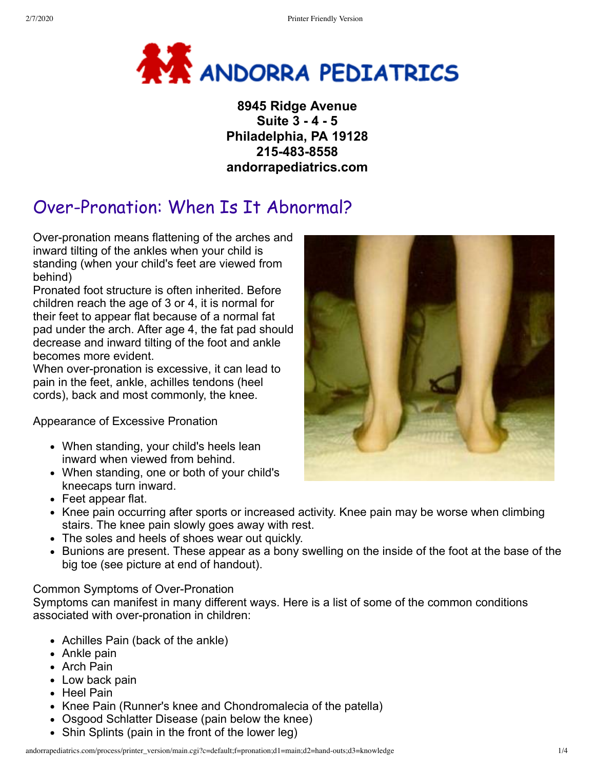# ANDORRA PEDIATRICS

**8945 Ridge Avenue**
**Suite 3 - 4 - 5**
**Philadelphia, PA 19128**
**215-483-8558**
**andorrapediatrics.com**

## Over-Pronation: When Is It Abnormal?

Over-pronation means flattening of the arches and inward tilting of the ankles when your child is standing (when your child's feet are viewed from behind)

Pronated foot structure is often inherited. Before children reach the age of 3 or 4, it is normal for their feet to appear flat because of a normal fat pad under the arch. After age 4, the fat pad should decrease and inward tilting of the foot and ankle becomes more evident.

When over-pronation is excessive, it can lead to pain in the feet, ankle, achilles tendons (heel cords), back and most commonly, the knee.

Appearance of Excessive Pronation

- When standing, your child's heels lean inward when viewed from behind.
- When standing, one or both of your child's kneecaps turn inward.
- Feet appear flat.
- Knee pain occurring after sports or increased activity. Knee pain may be worse when climbing stairs. The knee pain slowly goes away with rest.
- The soles and heels of shoes wear out quickly.
- Bunions are present. These appear as a bony swelling on the inside of the foot at the base of the big toe (see picture at end of handout).

Common Symptoms of Over-Pronation

Symptoms can manifest in many different ways. Here is a list of some of the common conditions associated with over-pronation in children:

- Achilles Pain (back of the ankle)
- Ankle pain
- Arch Pain
- Low back pain
- Heel Pain
- Knee Pain (Runner's knee and Chondromalecia of the patella)
- Osgood Schlatter Disease (pain below the knee)
- Shin Splints (pain in the front of the lower leg)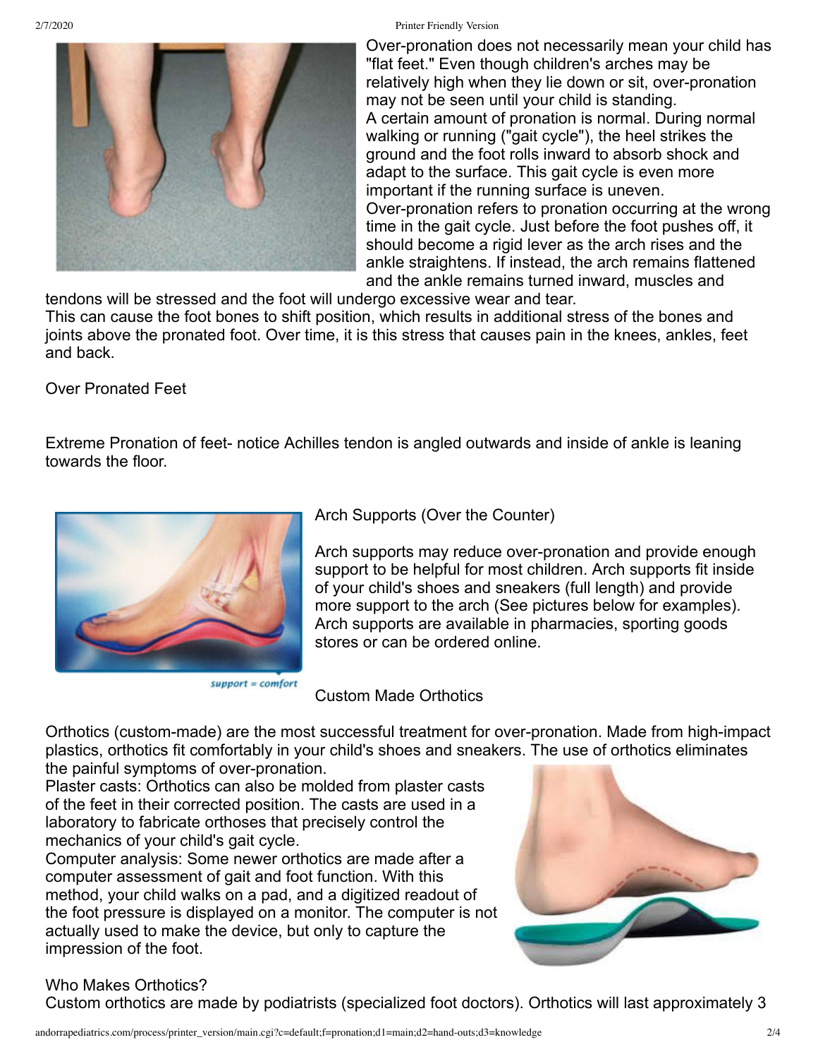Over-pronation does not necessarily mean your child has "flat feet." Even though children's arches may be relatively high when they lie down or sit, over-pronation may not be seen until your child is standing.

A certain amount of pronation is normal. During normal walking or running ("gait cycle"), the heel strikes the ground and the foot rolls inward to absorb shock and adapt to the surface. This gait cycle is even more important if the running surface is uneven.

Over-pronation refers to pronation occurring at the wrong time in the gait cycle. Just before the foot pushes off, it should become a rigid lever as the arch rises and the ankle straightens. If instead, the arch remains flattened and the ankle remains turned inward, muscles and tendons will be stressed and the foot will undergo excessive wear and tear.

This can cause the foot bones to shift position, which results in additional stress of the bones and joints above the pronated foot. Over time, it is this stress that causes pain in the knees, ankles, feet and back.

Over Pronated Feet

Extreme Pronation of feet- notice Achilles tendon is angled outwards and inside of ankle is leaning towards the floor.

support = comfort

Arch Supports (Over the Counter)

Arch supports may reduce over-pronation and provide enough support to be helpful for most children. Arch supports fit inside of your child's shoes and sneakers (full length) and provide more support to the arch (See pictures below for examples). Arch supports are available in pharmacies, sporting goods stores or can be ordered online.

Custom Made Orthotics

Orthotics (custom-made) are the most successful treatment for over-pronation. Made from high-impact plastics, orthotics fit comfortably in your child's shoes and sneakers. The use of orthotics eliminates the painful symptoms of over-pronation.

Plaster casts: Orthotics can also be molded from plaster casts of the feet in their corrected position. The casts are used in a laboratory to fabricate orthoses that precisely control the mechanics of your child's gait cycle.

Computer analysis: Some newer orthotics are made after a computer assessment of gait and foot function. With this method, your child walks on a pad, and a digitized readout of the foot pressure is displayed on a monitor. The computer is not actually used to make the device, but only to capture the impression of the foot.

Who Makes Orthotics?

Custom orthotics are made by podiatrists (specialized foot doctors). Orthotics will last approximately 3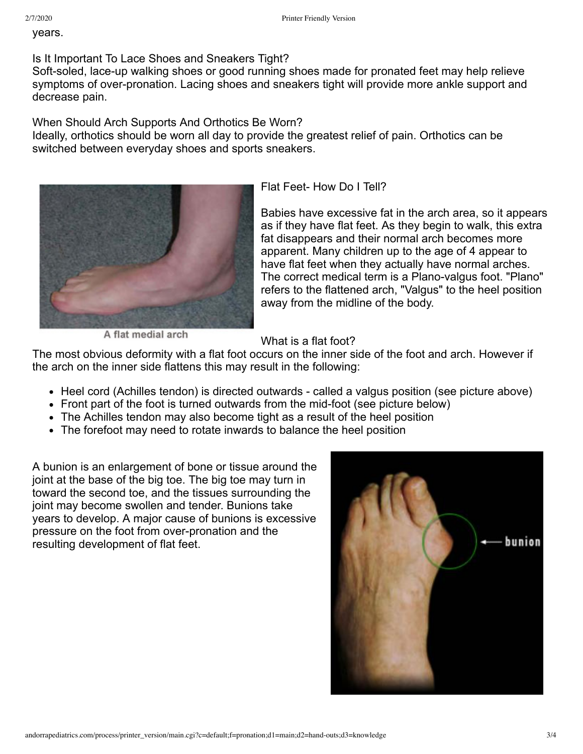years.

Is It Important To Lace Shoes and Sneakers Tight?
Soft-soled, lace-up walking shoes or good running shoes made for pronated feet may help relieve symptoms of over-pronation. Lacing shoes and sneakers tight will provide more ankle support and decrease pain.

When Should Arch Supports And Orthotics Be Worn?
Ideally, orthotics should be worn all day to provide the greatest relief of pain. Orthotics can be switched between everyday shoes and sports sneakers.

A flat medial arch

Flat Feet- How Do I Tell?

Babies have excessive fat in the arch area, so it appears as if they have flat feet. As they begin to walk, this extra fat disappears and their normal arch becomes more apparent. Many children up to the age of 4 appear to have flat feet when they actually have normal arches. The correct medical term is a Plano-valgus foot. "Plano" refers to the flattened arch, "Valgus" to the heel position away from the midline of the body.

What is a flat foot?
The most obvious deformity with a flat foot occurs on the inner side of the foot and arch. However if the arch on the inner side flattens this may result in the following:

- Heel cord (Achilles tendon) is directed outwards - called a valgus position (see picture above)
- Front part of the foot is turned outwards from the mid-foot (see picture below)
- The Achilles tendon may also become tight as a result of the heel position
- The forefoot may need to rotate inwards to balance the heel position

A bunion is an enlargement of bone or tissue around the joint at the base of the big toe. The big toe may turn in toward the second toe, and the tissues surrounding the joint may become swollen and tender. Bunions take years to develop. A major cause of bunions is excessive pressure on the foot from over-pronation and the resulting development of flat feet.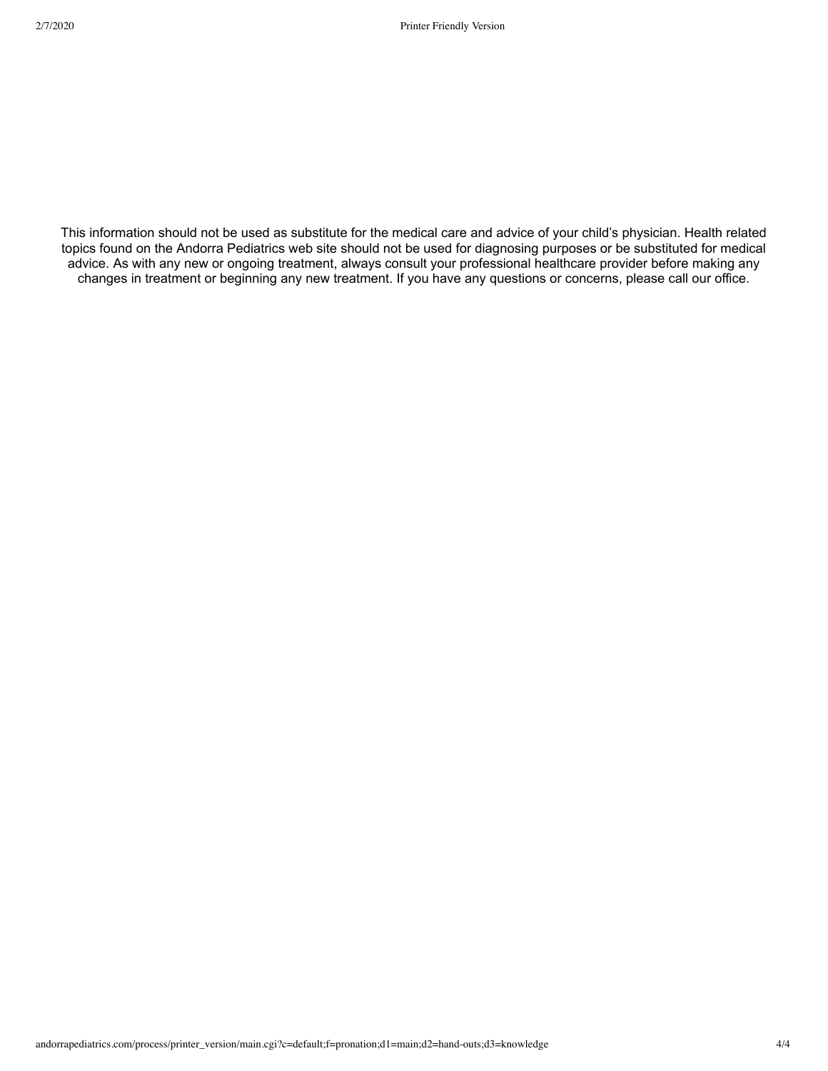This information should not be used as substitute for the medical care and advice of your child's physician. Health related topics found on the Andorra Pediatrics web site should not be used for diagnosing purposes or be substituted for medical advice. As with any new or ongoing treatment, always consult your professional healthcare provider before making any changes in treatment or beginning any new treatment. If you have any questions or concerns, please call our office.